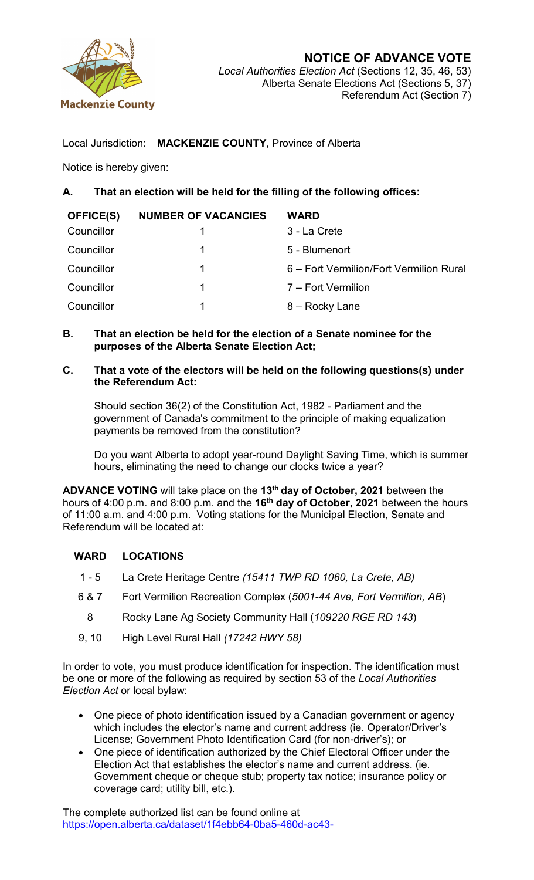Mackenzie County

# NOTICE OF ADVANCE VOTE

*Local Authorities Election Act* (Sections 12, 35, 46, 53)
Alberta Senate Elections Act (Sections 5, 37)
Referendum Act (Section 7)

Local Jurisdiction: **MACKENZIE COUNTY**, Province of Alberta

Notice is hereby given:

**A. That an election will be held for the filling of the following offices:**

| OFFICE(S) | NUMBER OF VACANCIES | WARD |
|---|---|---|
| Councillor | 1 | 3 - La Crete |
| Councillor | 1 | 5 - Blumenort |
| Councillor | 1 | 6 – Fort Vermilion/Fort Vermilion Rural |
| Councillor | 1 | 7 – Fort Vermilion |
| Councillor | 1 | 8 – Rocky Lane |

**B. That an election be held for the election of a Senate nominee for the purposes of the Alberta Senate Election Act;**

**C. That a vote of the electors will be held on the following questions(s) under the Referendum Act:**

Should section 36(2) of the Constitution Act, 1982 - Parliament and the government of Canada's commitment to the principle of making equalization payments be removed from the constitution?

Do you want Alberta to adopt year-round Daylight Saving Time, which is summer hours, eliminating the need to change our clocks twice a year?

**ADVANCE VOTING** will take place on the **13th day of October, 2021** between the hours of 4:00 p.m. and 8:00 p.m. and the **16th day of October, 2021** between the hours of 11:00 a.m. and 4:00 p.m. Voting stations for the Municipal Election, Senate and Referendum will be located at:

| WARD | LOCATIONS |
|---|---|
| 1 - 5 | La Crete Heritage Centre *(15411 TWP RD 1060, La Crete, AB)* |
| 6 & 7 | Fort Vermilion Recreation Complex (*5001-44 Ave, Fort Vermilion, AB*) |
| 8 | Rocky Lane Ag Society Community Hall (*109220 RGE RD 143*) |
| 9, 10 | High Level Rural Hall *(17242 HWY 58)* |

In order to vote, you must produce identification for inspection. The identification must be one or more of the following as required by section 53 of the *Local Authorities Election Act* or local bylaw:

- One piece of photo identification issued by a Canadian government or agency which includes the elector's name and current address (ie. Operator/Driver's License; Government Photo Identification Card (for non-driver's); or
- One piece of identification authorized by the Chief Electoral Officer under the Election Act that establishes the elector's name and current address. (ie. Government cheque or cheque stub; property tax notice; insurance policy or coverage card; utility bill, etc.).

The complete authorized list can be found online at
https://open.alberta.ca/dataset/1f4ebb64-0ba5-460d-ac43-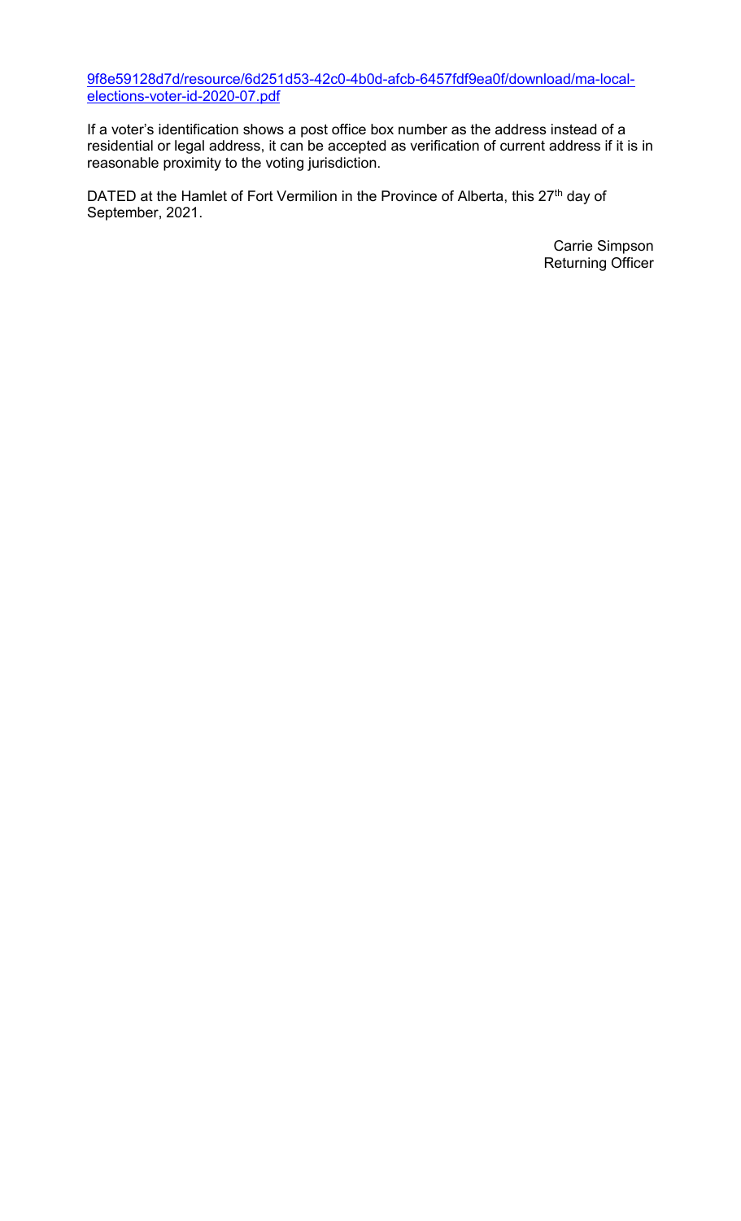9f8e59128d7d/resource/6d251d53-42c0-4b0d-afcb-6457fdf9ea0f/download/ma-local-elections-voter-id-2020-07.pdf

If a voter's identification shows a post office box number as the address instead of a residential or legal address, it can be accepted as verification of current address if it is in reasonable proximity to the voting jurisdiction.

DATED at the Hamlet of Fort Vermilion in the Province of Alberta, this 27th day of September, 2021.

Carrie Simpson
Returning Officer